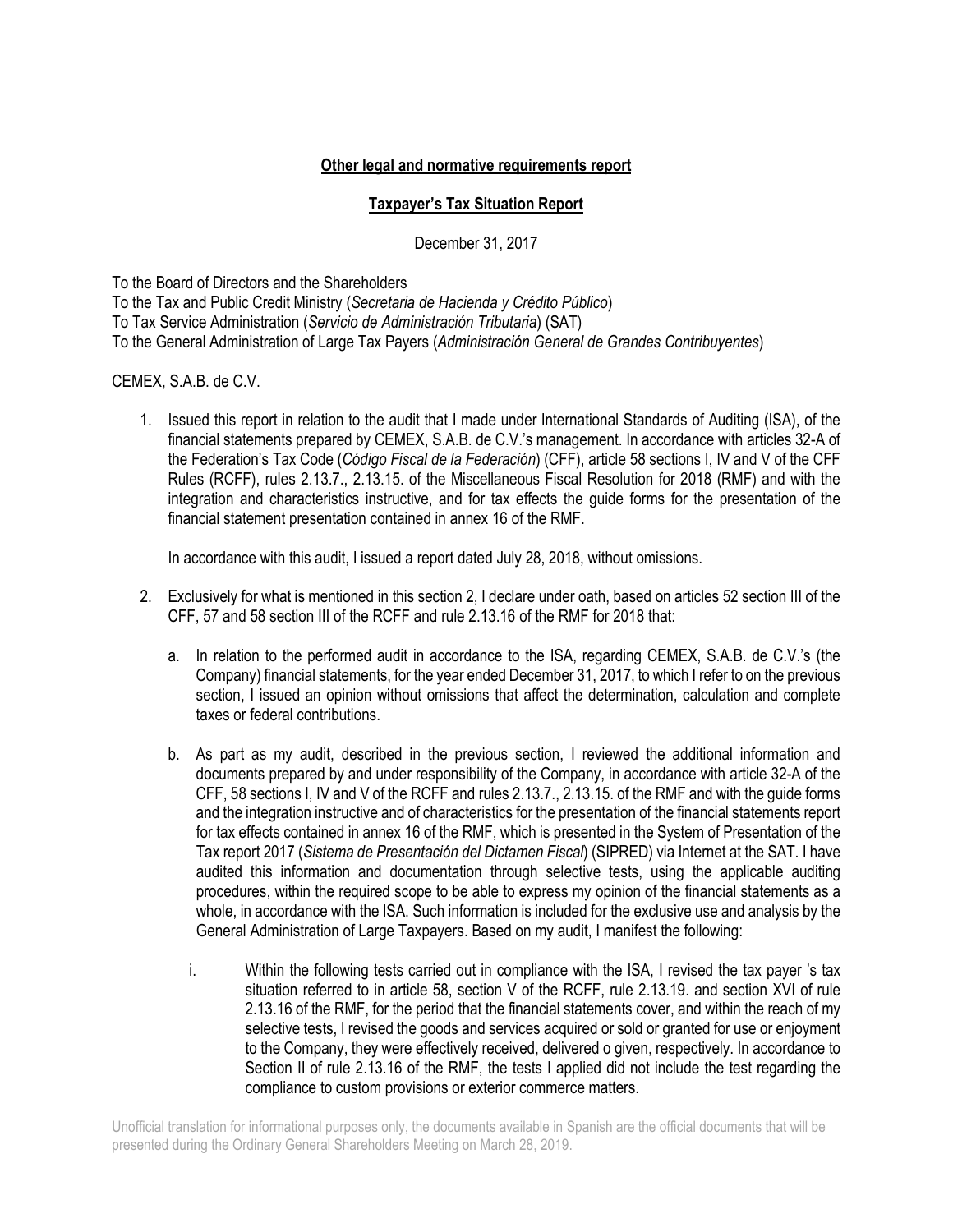**Other legal and normative requirements report**

**Taxpayer's Tax Situation Report**

December 31, 2017

To the Board of Directors and the Shareholders
To the Tax and Public Credit Ministry (*Secretaria de Hacienda y Crédito Público*)
To Tax Service Administration (*Servicio de Administración Tributaria*) (SAT)
To the General Administration of Large Tax Payers (*Administración General de Grandes Contribuyentes*)

CEMEX, S.A.B. de C.V.

1. Issued this report in relation to the audit that I made under International Standards of Auditing (ISA), of the financial statements prepared by CEMEX, S.A.B. de C.V.'s management. In accordance with articles 32-A of the Federation's Tax Code (*Código Fiscal de la Federación*) (CFF), article 58 sections I, IV and V of the CFF Rules (RCFF), rules 2.13.7., 2.13.15. of the Miscellaneous Fiscal Resolution for 2018 (RMF) and with the integration and characteristics instructive, and for tax effects the guide forms for the presentation of the financial statement presentation contained in annex 16 of the RMF.

   In accordance with this audit, I issued a report dated July 28, 2018, without omissions.

2. Exclusively for what is mentioned in this section 2, I declare under oath, based on articles 52 section III of the CFF, 57 and 58 section III of the RCFF and rule 2.13.16 of the RMF for 2018 that:

   a. In relation to the performed audit in accordance to the ISA, regarding CEMEX, S.A.B. de C.V.'s (the Company) financial statements, for the year ended December 31, 2017, to which I refer to on the previous section, I issued an opinion without omissions that affect the determination, calculation and complete taxes or federal contributions.

   b. As part as my audit, described in the previous section, I reviewed the additional information and documents prepared by and under responsibility of the Company, in accordance with article 32-A of the CFF, 58 sections I, IV and V of the RCFF and rules 2.13.7., 2.13.15. of the RMF and with the guide forms and the integration instructive and of characteristics for the presentation of the financial statements report for tax effects contained in annex 16 of the RMF, which is presented in the System of Presentation of the Tax report 2017 (*Sistema de Presentación del Dictamen Fiscal*) (SIPRED) via Internet at the SAT. I have audited this information and documentation through selective tests, using the applicable auditing procedures, within the required scope to be able to express my opinion of the financial statements as a whole, in accordance with the ISA. Such information is included for the exclusive use and analysis by the General Administration of Large Taxpayers. Based on my audit, I manifest the following:

      i. Within the following tests carried out in compliance with the ISA, I revised the tax payer 's tax situation referred to in article 58, section V of the RCFF, rule 2.13.19. and section XVI of rule 2.13.16 of the RMF, for the period that the financial statements cover, and within the reach of my selective tests, I revised the goods and services acquired or sold or granted for use or enjoyment to the Company, they were effectively received, delivered o given, respectively. In accordance to Section II of rule 2.13.16 of the RMF, the tests I applied did not include the test regarding the compliance to custom provisions or exterior commerce matters.

Unofficial translation for informational purposes only, the documents available in Spanish are the official documents that will be presented during the Ordinary General Shareholders Meeting on March 28, 2019.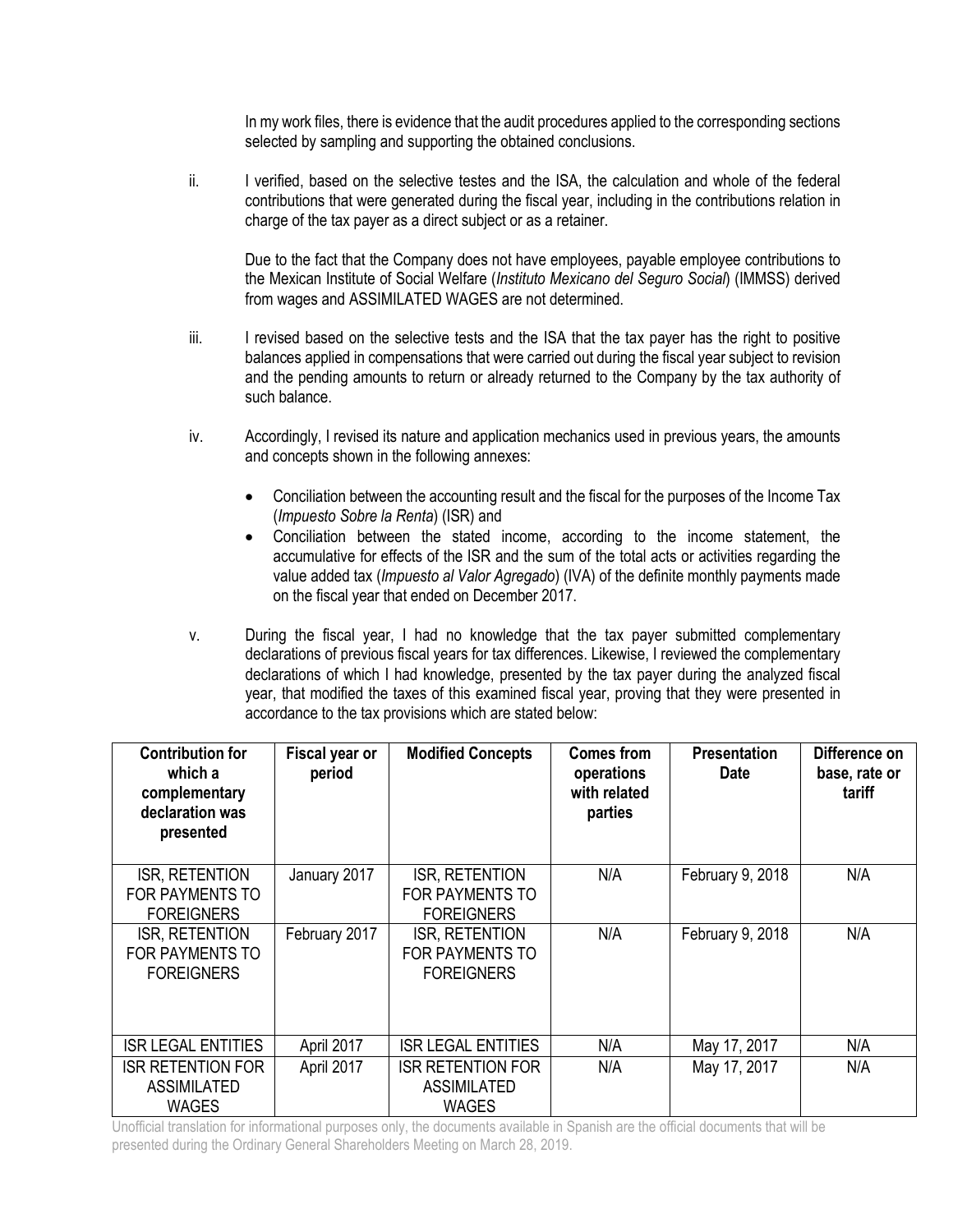In my work files, there is evidence that the audit procedures applied to the corresponding sections selected by sampling and supporting the obtained conclusions.

ii. I verified, based on the selective testes and the ISA, the calculation and whole of the federal contributions that were generated during the fiscal year, including in the contributions relation in charge of the tax payer as a direct subject or as a retainer.

Due to the fact that the Company does not have employees, payable employee contributions to the Mexican Institute of Social Welfare (*Instituto Mexicano del Seguro Social*) (IMMSS) derived from wages and ASSIMILATED WAGES are not determined.

iii. I revised based on the selective tests and the ISA that the tax payer has the right to positive balances applied in compensations that were carried out during the fiscal year subject to revision and the pending amounts to return or already returned to the Company by the tax authority of such balance.

iv. Accordingly, I revised its nature and application mechanics used in previous years, the amounts and concepts shown in the following annexes:

- Conciliation between the accounting result and the fiscal for the purposes of the Income Tax (*Impuesto Sobre la Renta*) (ISR) and
- Conciliation between the stated income, according to the income statement, the accumulative for effects of the ISR and the sum of the total acts or activities regarding the value added tax (*Impuesto al Valor Agregado*) (IVA) of the definite monthly payments made on the fiscal year that ended on December 2017.

v. During the fiscal year, I had no knowledge that the tax payer submitted complementary declarations of previous fiscal years for tax differences. Likewise, I reviewed the complementary declarations of which I had knowledge, presented by the tax payer during the analyzed fiscal year, that modified the taxes of this examined fiscal year, proving that they were presented in accordance to the tax provisions which are stated below:

| Contribution for which a complementary declaration was presented | Fiscal year or period | Modified Concepts | Comes from operations with related parties | Presentation Date | Difference on base, rate or tariff |
|---|---|---|---|---|---|
| ISR, RETENTION FOR PAYMENTS TO FOREIGNERS | January 2017 | ISR, RETENTION FOR PAYMENTS TO FOREIGNERS | N/A | February 9, 2018 | N/A |
| ISR, RETENTION FOR PAYMENTS TO FOREIGNERS | February 2017 | ISR, RETENTION FOR PAYMENTS TO FOREIGNERS | N/A | February 9, 2018 | N/A |
| ISR LEGAL ENTITIES | April 2017 | ISR LEGAL ENTITIES | N/A | May 17, 2017 | N/A |
| ISR RETENTION FOR ASSIMILATED WAGES | April 2017 | ISR RETENTION FOR ASSIMILATED WAGES | N/A | May 17, 2017 | N/A |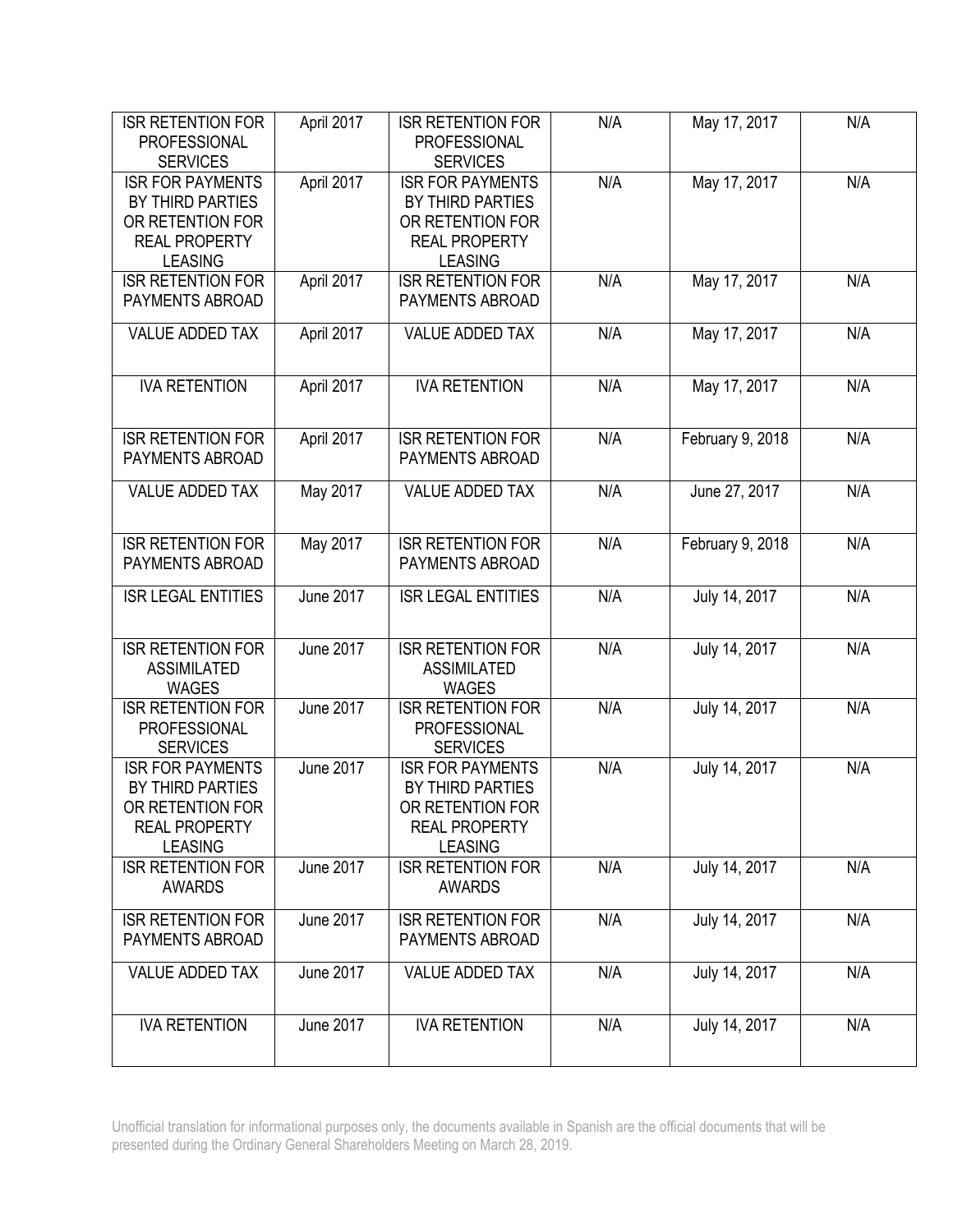| ISR RETENTION FOR PROFESSIONAL SERVICES | April 2017 | ISR RETENTION FOR PROFESSIONAL SERVICES | N/A | May 17, 2017 | N/A |
|---|---|---|---|---|---|
| ISR FOR PAYMENTS BY THIRD PARTIES OR RETENTION FOR REAL PROPERTY LEASING | April 2017 | ISR FOR PAYMENTS BY THIRD PARTIES OR RETENTION FOR REAL PROPERTY LEASING | N/A | May 17, 2017 | N/A |
| ISR RETENTION FOR PAYMENTS ABROAD | April 2017 | ISR RETENTION FOR PAYMENTS ABROAD | N/A | May 17, 2017 | N/A |
| VALUE ADDED TAX | April 2017 | VALUE ADDED TAX | N/A | May 17, 2017 | N/A |
| IVA RETENTION | April 2017 | IVA RETENTION | N/A | May 17, 2017 | N/A |
| ISR RETENTION FOR PAYMENTS ABROAD | April 2017 | ISR RETENTION FOR PAYMENTS ABROAD | N/A | February 9, 2018 | N/A |
| VALUE ADDED TAX | May 2017 | VALUE ADDED TAX | N/A | June 27, 2017 | N/A |
| ISR RETENTION FOR PAYMENTS ABROAD | May 2017 | ISR RETENTION FOR PAYMENTS ABROAD | N/A | February 9, 2018 | N/A |
| ISR LEGAL ENTITIES | June 2017 | ISR LEGAL ENTITIES | N/A | July 14, 2017 | N/A |
| ISR RETENTION FOR ASSIMILATED WAGES | June 2017 | ISR RETENTION FOR ASSIMILATED WAGES | N/A | July 14, 2017 | N/A |
| ISR RETENTION FOR PROFESSIONAL SERVICES | June 2017 | ISR RETENTION FOR PROFESSIONAL SERVICES | N/A | July 14, 2017 | N/A |
| ISR FOR PAYMENTS BY THIRD PARTIES OR RETENTION FOR REAL PROPERTY LEASING | June 2017 | ISR FOR PAYMENTS BY THIRD PARTIES OR RETENTION FOR REAL PROPERTY LEASING | N/A | July 14, 2017 | N/A |
| ISR RETENTION FOR AWARDS | June 2017 | ISR RETENTION FOR AWARDS | N/A | July 14, 2017 | N/A |
| ISR RETENTION FOR PAYMENTS ABROAD | June 2017 | ISR RETENTION FOR PAYMENTS ABROAD | N/A | July 14, 2017 | N/A |
| VALUE ADDED TAX | June 2017 | VALUE ADDED TAX | N/A | July 14, 2017 | N/A |
| IVA RETENTION | June 2017 | IVA RETENTION | N/A | July 14, 2017 | N/A |

Unofficial translation for informational purposes only, the documents available in Spanish are the official documents that will be presented during the Ordinary General Shareholders Meeting on March 28, 2019.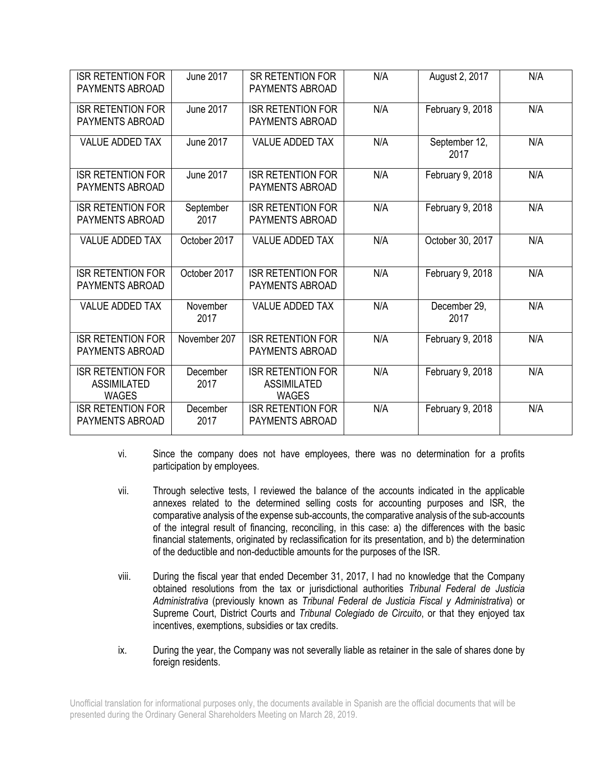| ISR RETENTION FOR PAYMENTS ABROAD | June 2017 | SR RETENTION FOR PAYMENTS ABROAD | N/A | August 2, 2017 | N/A |
|---|---|---|---|---|---|
| ISR RETENTION FOR PAYMENTS ABROAD | June 2017 | ISR RETENTION FOR PAYMENTS ABROAD | N/A | February 9, 2018 | N/A |
| VALUE ADDED TAX | June 2017 | VALUE ADDED TAX | N/A | September 12, 2017 | N/A |
| ISR RETENTION FOR PAYMENTS ABROAD | June 2017 | ISR RETENTION FOR PAYMENTS ABROAD | N/A | February 9, 2018 | N/A |
| ISR RETENTION FOR PAYMENTS ABROAD | September 2017 | ISR RETENTION FOR PAYMENTS ABROAD | N/A | February 9, 2018 | N/A |
| VALUE ADDED TAX | October 2017 | VALUE ADDED TAX | N/A | October 30, 2017 | N/A |
| ISR RETENTION FOR PAYMENTS ABROAD | October 2017 | ISR RETENTION FOR PAYMENTS ABROAD | N/A | February 9, 2018 | N/A |
| VALUE ADDED TAX | November 2017 | VALUE ADDED TAX | N/A | December 29, 2017 | N/A |
| ISR RETENTION FOR PAYMENTS ABROAD | November 207 | ISR RETENTION FOR PAYMENTS ABROAD | N/A | February 9, 2018 | N/A |
| ISR RETENTION FOR ASSIMILATED WAGES | December 2017 | ISR RETENTION FOR ASSIMILATED WAGES | N/A | February 9, 2018 | N/A |
| ISR RETENTION FOR PAYMENTS ABROAD | December 2017 | ISR RETENTION FOR PAYMENTS ABROAD | N/A | February 9, 2018 | N/A |

vi. Since the company does not have employees, there was no determination for a profits participation by employees.

vii. Through selective tests, I reviewed the balance of the accounts indicated in the applicable annexes related to the determined selling costs for accounting purposes and ISR, the comparative analysis of the expense sub-accounts, the comparative analysis of the sub-accounts of the integral result of financing, reconciling, in this case: a) the differences with the basic financial statements, originated by reclassification for its presentation, and b) the determination of the deductible and non-deductible amounts for the purposes of the ISR.

viii. During the fiscal year that ended December 31, 2017, I had no knowledge that the Company obtained resolutions from the tax or jurisdictional authorities *Tribunal Federal de Justicia Administrativa* (previously known as *Tribunal Federal de Justicia Fiscal y Administrativa*) or Supreme Court, District Courts and *Tribunal Colegiado de Circuito*, or that they enjoyed tax incentives, exemptions, subsidies or tax credits.

ix. During the year, the Company was not severally liable as retainer in the sale of shares done by foreign residents.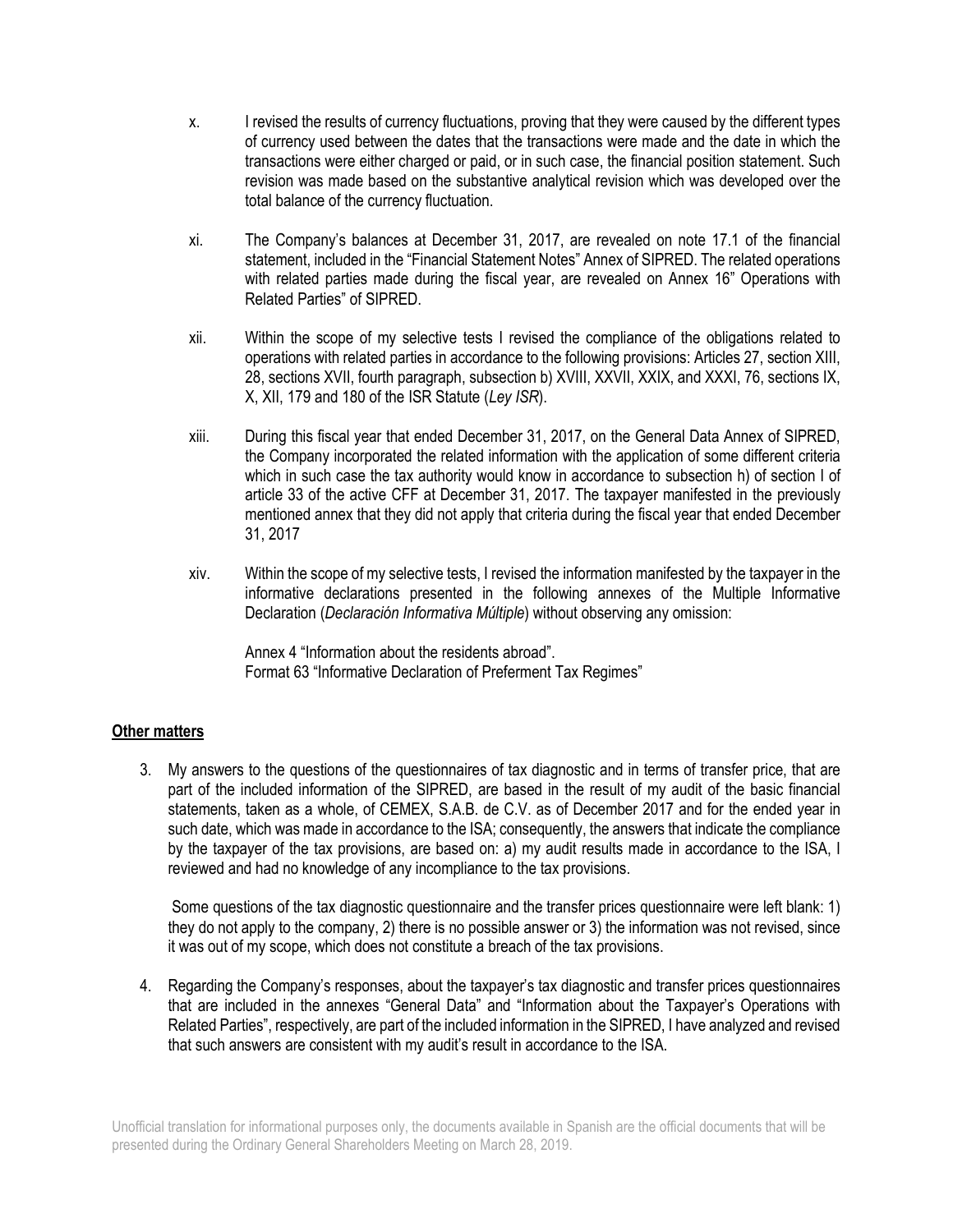x. I revised the results of currency fluctuations, proving that they were caused by the different types of currency used between the dates that the transactions were made and the date in which the transactions were either charged or paid, or in such case, the financial position statement. Such revision was made based on the substantive analytical revision which was developed over the total balance of the currency fluctuation.

xi. The Company's balances at December 31, 2017, are revealed on note 17.1 of the financial statement, included in the "Financial Statement Notes" Annex of SIPRED. The related operations with related parties made during the fiscal year, are revealed on Annex 16" Operations with Related Parties" of SIPRED.

xii. Within the scope of my selective tests I revised the compliance of the obligations related to operations with related parties in accordance to the following provisions: Articles 27, section XIII, 28, sections XVII, fourth paragraph, subsection b) XVIII, XXVII, XXIX, and XXXI, 76, sections IX, X, XII, 179 and 180 of the ISR Statute (*Ley ISR*).

xiii. During this fiscal year that ended December 31, 2017, on the General Data Annex of SIPRED, the Company incorporated the related information with the application of some different criteria which in such case the tax authority would know in accordance to subsection h) of section I of article 33 of the active CFF at December 31, 2017. The taxpayer manifested in the previously mentioned annex that they did not apply that criteria during the fiscal year that ended December 31, 2017

xiv. Within the scope of my selective tests, I revised the information manifested by the taxpayer in the informative declarations presented in the following annexes of the Multiple Informative Declaration (*Declaración Informativa Múltiple*) without observing any omission:

Annex 4 "Information about the residents abroad".
Format 63 "Informative Declaration of Preferment Tax Regimes"

**Other matters**

3. My answers to the questions of the questionnaires of tax diagnostic and in terms of transfer price, that are part of the included information of the SIPRED, are based in the result of my audit of the basic financial statements, taken as a whole, of CEMEX, S.A.B. de C.V. as of December 2017 and for the ended year in such date, which was made in accordance to the ISA; consequently, the answers that indicate the compliance by the taxpayer of the tax provisions, are based on: a) my audit results made in accordance to the ISA, I reviewed and had no knowledge of any incompliance to the tax provisions.

   Some questions of the tax diagnostic questionnaire and the transfer prices questionnaire were left blank: 1) they do not apply to the company, 2) there is no possible answer or 3) the information was not revised, since it was out of my scope, which does not constitute a breach of the tax provisions.

4. Regarding the Company's responses, about the taxpayer's tax diagnostic and transfer prices questionnaires that are included in the annexes "General Data" and "Information about the Taxpayer's Operations with Related Parties", respectively, are part of the included information in the SIPRED, I have analyzed and revised that such answers are consistent with my audit's result in accordance to the ISA.

Unofficial translation for informational purposes only, the documents available in Spanish are the official documents that will be presented during the Ordinary General Shareholders Meeting on March 28, 2019.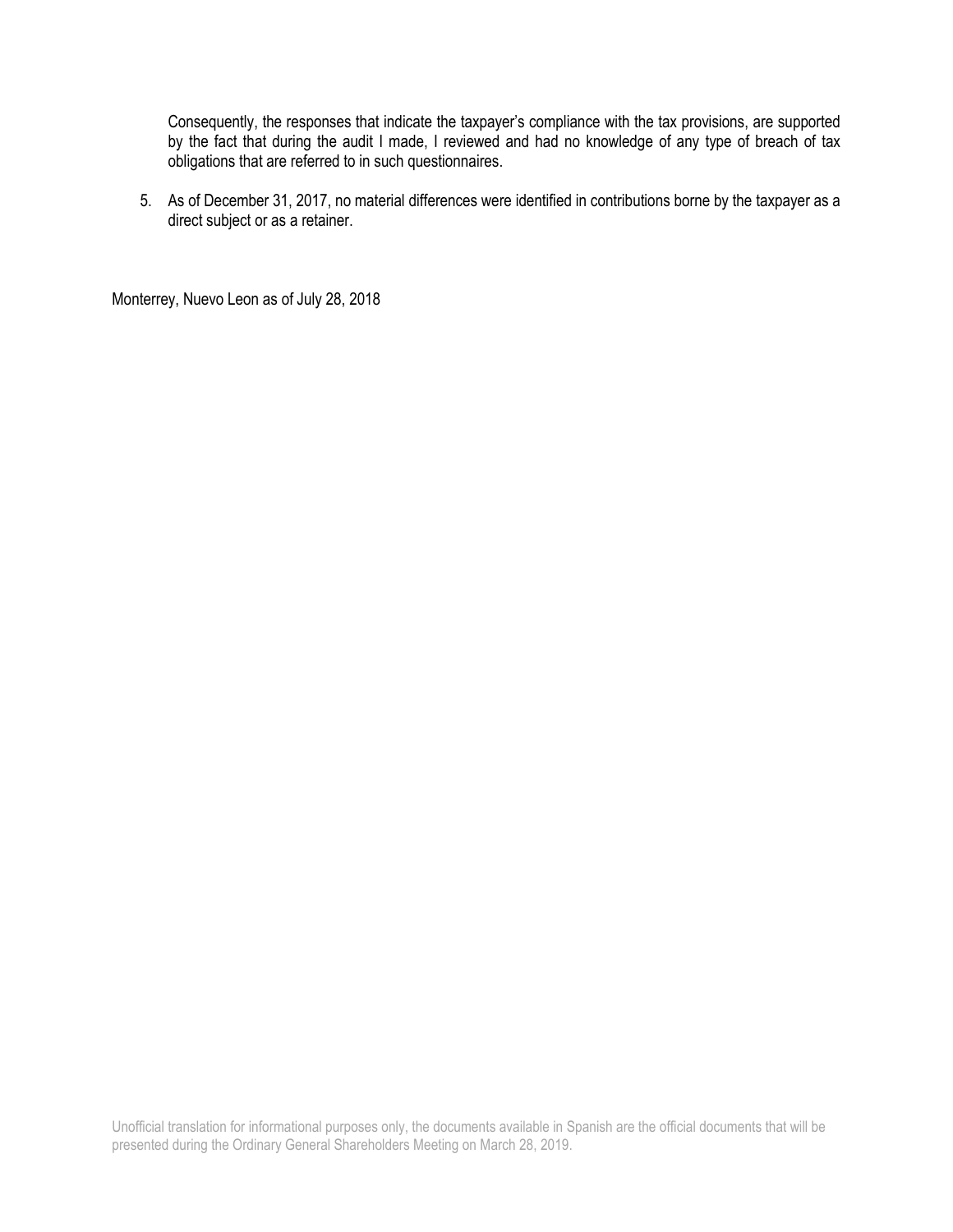Consequently, the responses that indicate the taxpayer's compliance with the tax provisions, are supported by the fact that during the audit I made, I reviewed and had no knowledge of any type of breach of tax obligations that are referred to in such questionnaires.

5. As of December 31, 2017, no material differences were identified in contributions borne by the taxpayer as a direct subject or as a retainer.

Monterrey, Nuevo Leon as of July 28, 2018

Unofficial translation for informational purposes only, the documents available in Spanish are the official documents that will be presented during the Ordinary General Shareholders Meeting on March 28, 2019.